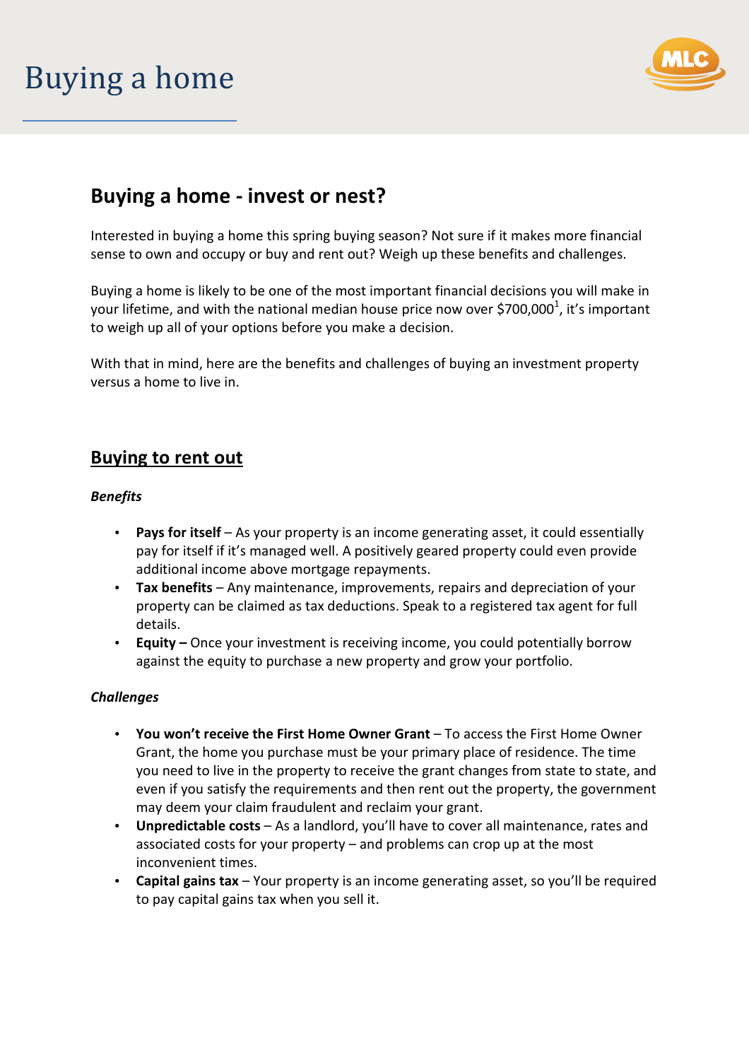# Buying a home

## Buying a home - invest or nest?

Interested in buying a home this spring buying season? Not sure if it makes more financial sense to own and occupy or buy and rent out? Weigh up these benefits and challenges.

Buying a home is likely to be one of the most important financial decisions you will make in your lifetime, and with the national median house price now over $700,000[1], it's important to weigh up all of your options before you make a decision.

With that in mind, here are the benefits and challenges of buying an investment property versus a home to live in.

### Buying to rent out

***Benefits***

- **Pays for itself** – As your property is an income generating asset, it could essentially pay for itself if it's managed well. A positively geared property could even provide additional income above mortgage repayments.
- **Tax benefits** – Any maintenance, improvements, repairs and depreciation of your property can be claimed as tax deductions. Speak to a registered tax agent for full details.
- **Equity –** Once your investment is receiving income, you could potentially borrow against the equity to purchase a new property and grow your portfolio.

***Challenges***

- **You won't receive the First Home Owner Grant** – To access the First Home Owner Grant, the home you purchase must be your primary place of residence. The time you need to live in the property to receive the grant changes from state to state, and even if you satisfy the requirements and then rent out the property, the government may deem your claim fraudulent and reclaim your grant.
- **Unpredictable costs** – As a landlord, you'll have to cover all maintenance, rates and associated costs for your property – and problems can crop up at the most inconvenient times.
- **Capital gains tax** – Your property is an income generating asset, so you'll be required to pay capital gains tax when you sell it.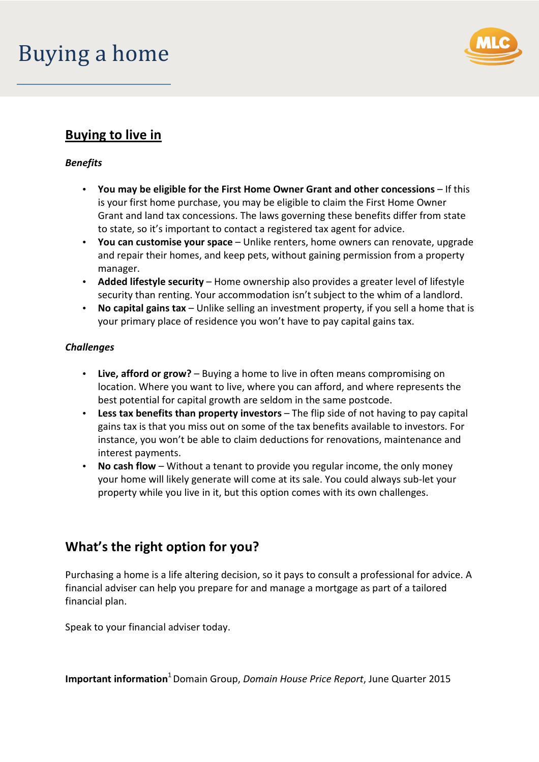# Buying a home

## Buying to live in

### *Benefits*

- **You may be eligible for the First Home Owner Grant and other concessions** – If this is your first home purchase, you may be eligible to claim the First Home Owner Grant and land tax concessions. The laws governing these benefits differ from state to state, so it's important to contact a registered tax agent for advice.
- **You can customise your space** – Unlike renters, home owners can renovate, upgrade and repair their homes, and keep pets, without gaining permission from a property manager.
- **Added lifestyle security** – Home ownership also provides a greater level of lifestyle security than renting. Your accommodation isn't subject to the whim of a landlord.
- **No capital gains tax** – Unlike selling an investment property, if you sell a home that is your primary place of residence you won't have to pay capital gains tax.

### *Challenges*

- **Live, afford or grow?** – Buying a home to live in often means compromising on location. Where you want to live, where you can afford, and where represents the best potential for capital growth are seldom in the same postcode.
- **Less tax benefits than property investors** – The flip side of not having to pay capital gains tax is that you miss out on some of the tax benefits available to investors. For instance, you won't be able to claim deductions for renovations, maintenance and interest payments.
- **No cash flow** – Without a tenant to provide you regular income, the only money your home will likely generate will come at its sale. You could always sub-let your property while you live in it, but this option comes with its own challenges.

## What's the right option for you?

Purchasing a home is a life altering decision, so it pays to consult a professional for advice. A financial adviser can help you prepare for and manage a mortgage as part of a tailored financial plan.

Speak to your financial adviser today.

**Important information**[1] Domain Group, *Domain House Price Report*, June Quarter 2015